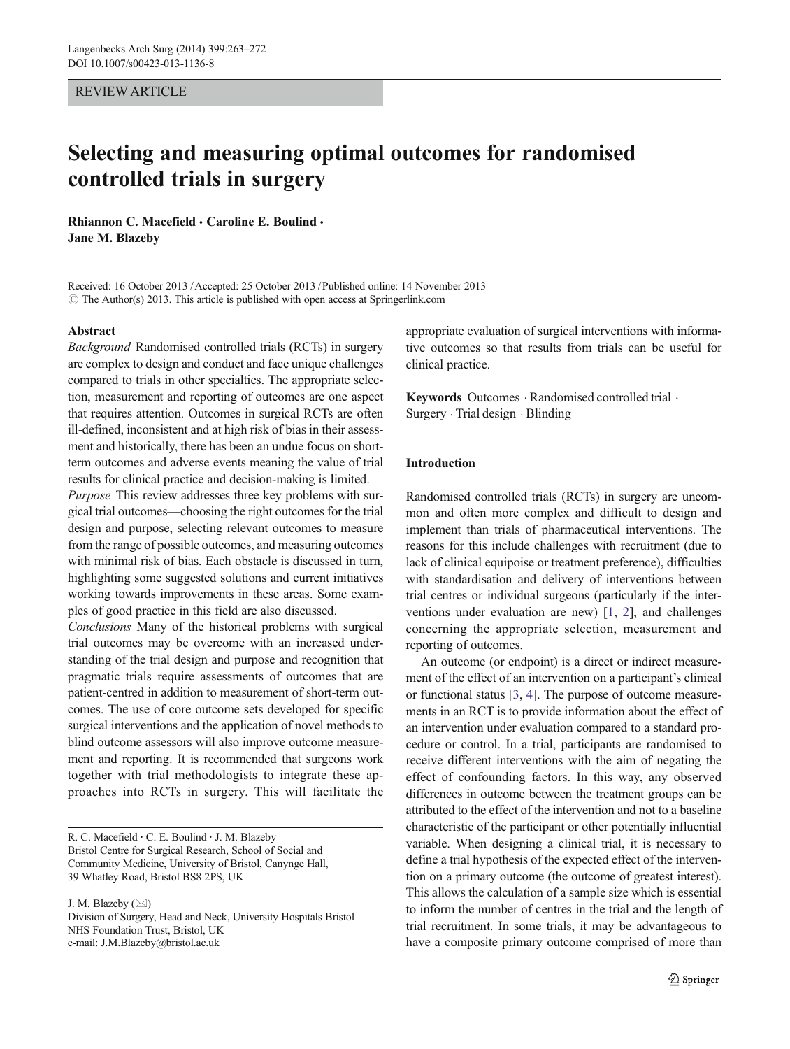REVIEW ARTICLE

# Selecting and measuring optimal outcomes for randomised controlled trials in surgery

**Rhiannon C. Macefield · Caroline E. Boulind · Jane M. Blazeby**

Received: 16 October 2013 / Accepted: 25 October 2013 / Published online: 14 November 2013
© The Author(s) 2013. This article is published with open access at Springerlink.com

## Abstract

*Background* Randomised controlled trials (RCTs) in surgery are complex to design and conduct and face unique challenges compared to trials in other specialties. The appropriate selection, measurement and reporting of outcomes are one aspect that requires attention. Outcomes in surgical RCTs are often ill-defined, inconsistent and at high risk of bias in their assessment and historically, there has been an undue focus on short-term outcomes and adverse events meaning the value of trial results for clinical practice and decision-making is limited.

*Purpose* This review addresses three key problems with surgical trial outcomes—choosing the right outcomes for the trial design and purpose, selecting relevant outcomes to measure from the range of possible outcomes, and measuring outcomes with minimal risk of bias. Each obstacle is discussed in turn, highlighting some suggested solutions and current initiatives working towards improvements in these areas. Some examples of good practice in this field are also discussed.

*Conclusions* Many of the historical problems with surgical trial outcomes may be overcome with an increased understanding of the trial design and purpose and recognition that pragmatic trials require assessments of outcomes that are patient-centred in addition to measurement of short-term outcomes. The use of core outcome sets developed for specific surgical interventions and the application of novel methods to blind outcome assessors will also improve outcome measurement and reporting. It is recommended that surgeons work together with trial methodologists to integrate these approaches into RCTs in surgery. This will facilitate the appropriate evaluation of surgical interventions with informative outcomes so that results from trials can be useful for clinical practice.

**Keywords** Outcomes · Randomised controlled trial · Surgery · Trial design · Blinding

R. C. Macefield · C. E. Boulind · J. M. Blazeby
Bristol Centre for Surgical Research, School of Social and Community Medicine, University of Bristol, Canynge Hall, 39 Whatley Road, Bristol BS8 2PS, UK

J. M. Blazeby (✉)
Division of Surgery, Head and Neck, University Hospitals Bristol NHS Foundation Trust, Bristol, UK
e-mail: J.M.Blazeby@bristol.ac.uk

## Introduction

Randomised controlled trials (RCTs) in surgery are uncommon and often more complex and difficult to design and implement than trials of pharmaceutical interventions. The reasons for this include challenges with recruitment (due to lack of clinical equipoise or treatment preference), difficulties with standardisation and delivery of interventions between trial centres or individual surgeons (particularly if the interventions under evaluation are new) [1, 2], and challenges concerning the appropriate selection, measurement and reporting of outcomes.

An outcome (or endpoint) is a direct or indirect measurement of the effect of an intervention on a participant's clinical or functional status [3, 4]. The purpose of outcome measurements in an RCT is to provide information about the effect of an intervention under evaluation compared to a standard procedure or control. In a trial, participants are randomised to receive different interventions with the aim of negating the effect of confounding factors. In this way, any observed differences in outcome between the treatment groups can be attributed to the effect of the intervention and not to a baseline characteristic of the participant or other potentially influential variable. When designing a clinical trial, it is necessary to define a trial hypothesis of the expected effect of the intervention on a primary outcome (the outcome of greatest interest). This allows the calculation of a sample size which is essential to inform the number of centres in the trial and the length of trial recruitment. In some trials, it may be advantageous to have a composite primary outcome comprised of more than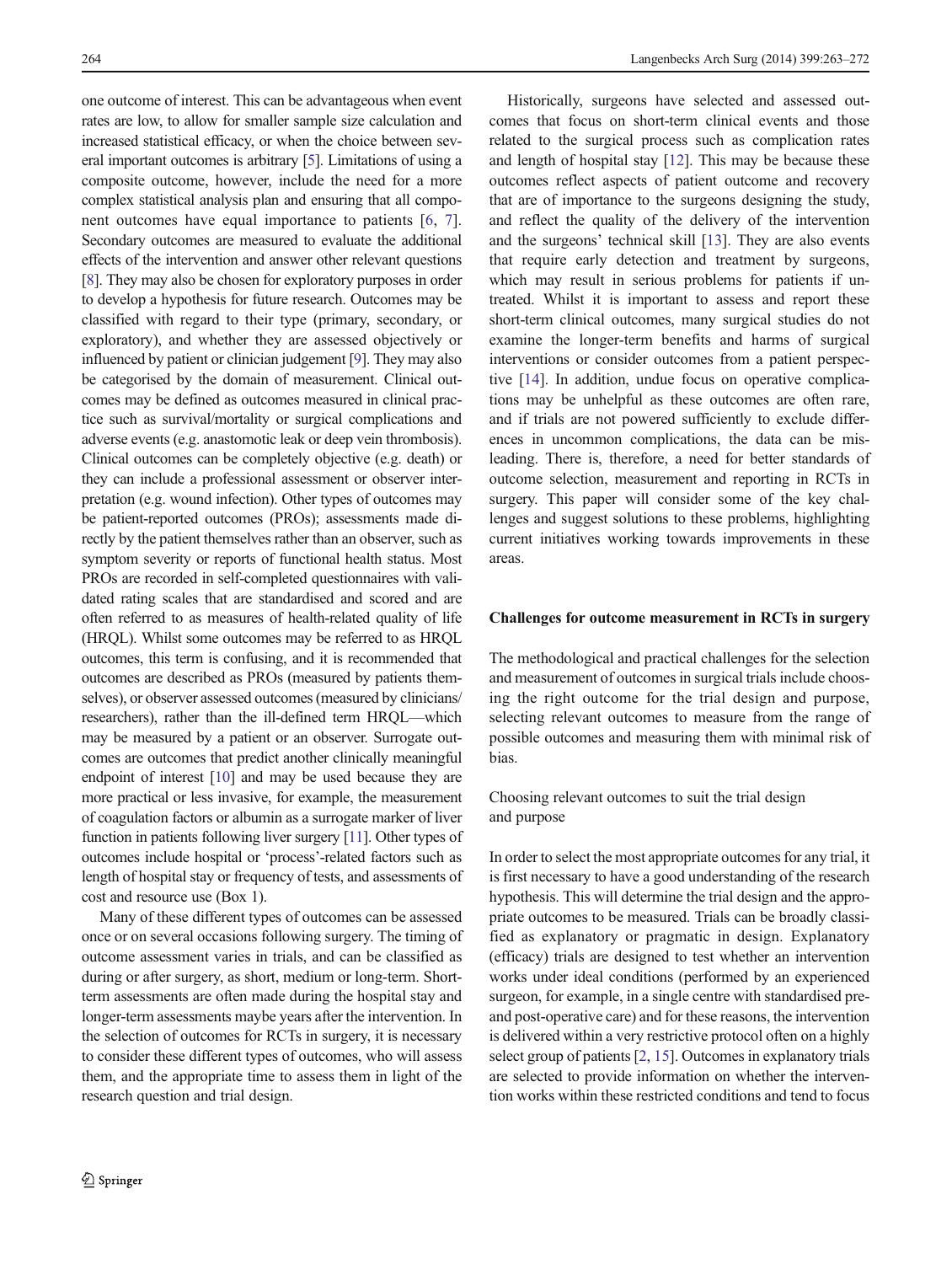one outcome of interest. This can be advantageous when event rates are low, to allow for smaller sample size calculation and increased statistical efficacy, or when the choice between several important outcomes is arbitrary [5]. Limitations of using a composite outcome, however, include the need for a more complex statistical analysis plan and ensuring that all component outcomes have equal importance to patients [6, 7]. Secondary outcomes are measured to evaluate the additional effects of the intervention and answer other relevant questions [8]. They may also be chosen for exploratory purposes in order to develop a hypothesis for future research. Outcomes may be classified with regard to their type (primary, secondary, or exploratory), and whether they are assessed objectively or influenced by patient or clinician judgement [9]. They may also be categorised by the domain of measurement. Clinical outcomes may be defined as outcomes measured in clinical practice such as survival/mortality or surgical complications and adverse events (e.g. anastomotic leak or deep vein thrombosis). Clinical outcomes can be completely objective (e.g. death) or they can include a professional assessment or observer interpretation (e.g. wound infection). Other types of outcomes may be patient-reported outcomes (PROs); assessments made directly by the patient themselves rather than an observer, such as symptom severity or reports of functional health status. Most PROs are recorded in self-completed questionnaires with validated rating scales that are standardised and scored and are often referred to as measures of health-related quality of life (HRQL). Whilst some outcomes may be referred to as HRQL outcomes, this term is confusing, and it is recommended that outcomes are described as PROs (measured by patients themselves), or observer assessed outcomes (measured by clinicians/researchers), rather than the ill-defined term HRQL—which may be measured by a patient or an observer. Surrogate outcomes are outcomes that predict another clinically meaningful endpoint of interest [10] and may be used because they are more practical or less invasive, for example, the measurement of coagulation factors or albumin as a surrogate marker of liver function in patients following liver surgery [11]. Other types of outcomes include hospital or 'process'-related factors such as length of hospital stay or frequency of tests, and assessments of cost and resource use (Box 1).

Many of these different types of outcomes can be assessed once or on several occasions following surgery. The timing of outcome assessment varies in trials, and can be classified as during or after surgery, as short, medium or long-term. Short-term assessments are often made during the hospital stay and longer-term assessments maybe years after the intervention. In the selection of outcomes for RCTs in surgery, it is necessary to consider these different types of outcomes, who will assess them, and the appropriate time to assess them in light of the research question and trial design.

Historically, surgeons have selected and assessed outcomes that focus on short-term clinical events and those related to the surgical process such as complication rates and length of hospital stay [12]. This may be because these outcomes reflect aspects of patient outcome and recovery that are of importance to the surgeons designing the study, and reflect the quality of the delivery of the intervention and the surgeons' technical skill [13]. They are also events that require early detection and treatment by surgeons, which may result in serious problems for patients if untreated. Whilst it is important to assess and report these short-term clinical outcomes, many surgical studies do not examine the longer-term benefits and harms of surgical interventions or consider outcomes from a patient perspective [14]. In addition, undue focus on operative complications may be unhelpful as these outcomes are often rare, and if trials are not powered sufficiently to exclude differences in uncommon complications, the data can be misleading. There is, therefore, a need for better standards of outcome selection, measurement and reporting in RCTs in surgery. This paper will consider some of the key challenges and suggest solutions to these problems, highlighting current initiatives working towards improvements in these areas.

## Challenges for outcome measurement in RCTs in surgery

The methodological and practical challenges for the selection and measurement of outcomes in surgical trials include choosing the right outcome for the trial design and purpose, selecting relevant outcomes to measure from the range of possible outcomes and measuring them with minimal risk of bias.

### Choosing relevant outcomes to suit the trial design and purpose

In order to select the most appropriate outcomes for any trial, it is first necessary to have a good understanding of the research hypothesis. This will determine the trial design and the appropriate outcomes to be measured. Trials can be broadly classified as explanatory or pragmatic in design. Explanatory (efficacy) trials are designed to test whether an intervention works under ideal conditions (performed by an experienced surgeon, for example, in a single centre with standardised pre- and post-operative care) and for these reasons, the intervention is delivered within a very restrictive protocol often on a highly select group of patients [2, 15]. Outcomes in explanatory trials are selected to provide information on whether the intervention works within these restricted conditions and tend to focus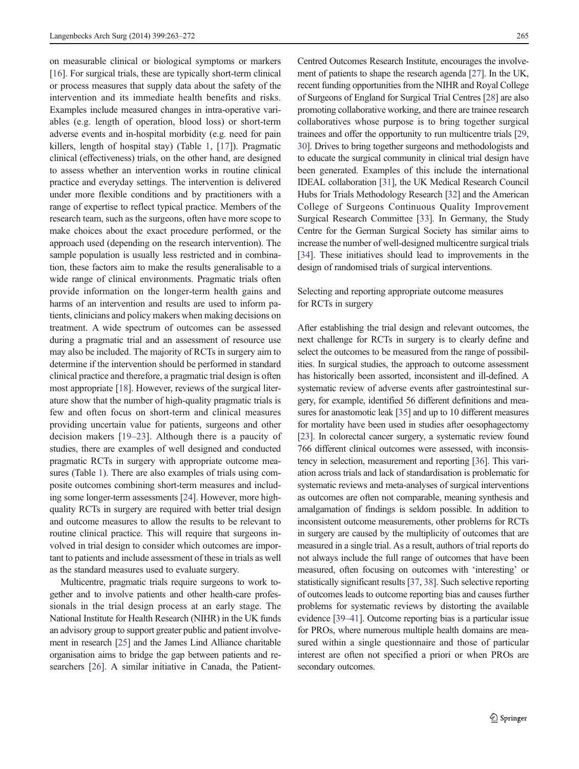on measurable clinical or biological symptoms or markers [16]. For surgical trials, these are typically short-term clinical or process measures that supply data about the safety of the intervention and its immediate health benefits and risks. Examples include measured changes in intra-operative variables (e.g. length of operation, blood loss) or short-term adverse events and in-hospital morbidity (e.g. need for pain killers, length of hospital stay) (Table 1, [17]). Pragmatic clinical (effectiveness) trials, on the other hand, are designed to assess whether an intervention works in routine clinical practice and everyday settings. The intervention is delivered under more flexible conditions and by practitioners with a range of expertise to reflect typical practice. Members of the research team, such as the surgeons, often have more scope to make choices about the exact procedure performed, or the approach used (depending on the research intervention). The sample population is usually less restricted and in combination, these factors aim to make the results generalisable to a wide range of clinical environments. Pragmatic trials often provide information on the longer-term health gains and harms of an intervention and results are used to inform patients, clinicians and policy makers when making decisions on treatment. A wide spectrum of outcomes can be assessed during a pragmatic trial and an assessment of resource use may also be included. The majority of RCTs in surgery aim to determine if the intervention should be performed in standard clinical practice and therefore, a pragmatic trial design is often most appropriate [18]. However, reviews of the surgical literature show that the number of high-quality pragmatic trials is few and often focus on short-term and clinical measures providing uncertain value for patients, surgeons and other decision makers [19–23]. Although there is a paucity of studies, there are examples of well designed and conducted pragmatic RCTs in surgery with appropriate outcome measures (Table 1). There are also examples of trials using composite outcomes combining short-term measures and including some longer-term assessments [24]. However, more high-quality RCTs in surgery are required with better trial design and outcome measures to allow the results to be relevant to routine clinical practice. This will require that surgeons involved in trial design to consider which outcomes are important to patients and include assessment of these in trials as well as the standard measures used to evaluate surgery.

Multicentre, pragmatic trials require surgeons to work together and to involve patients and other health-care professionals in the trial design process at an early stage. The National Institute for Health Research (NIHR) in the UK funds an advisory group to support greater public and patient involvement in research [25] and the James Lind Alliance charitable organisation aims to bridge the gap between patients and researchers [26]. A similar initiative in Canada, the Patient-Centred Outcomes Research Institute, encourages the involvement of patients to shape the research agenda [27]. In the UK, recent funding opportunities from the NIHR and Royal College of Surgeons of England for Surgical Trial Centres [28] are also promoting collaborative working, and there are trainee research collaboratives whose purpose is to bring together surgical trainees and offer the opportunity to run multicentre trials [29, 30]. Drives to bring together surgeons and methodologists and to educate the surgical community in clinical trial design have been generated. Examples of this include the international IDEAL collaboration [31], the UK Medical Research Council Hubs for Trials Methodology Research [32] and the American College of Surgeons Continuous Quality Improvement Surgical Research Committee [33]. In Germany, the Study Centre for the German Surgical Society has similar aims to increase the number of well-designed multicentre surgical trials [34]. These initiatives should lead to improvements in the design of randomised trials of surgical interventions.

## Selecting and reporting appropriate outcome measures for RCTs in surgery

After establishing the trial design and relevant outcomes, the next challenge for RCTs in surgery is to clearly define and select the outcomes to be measured from the range of possibilities. In surgical studies, the approach to outcome assessment has historically been assorted, inconsistent and ill-defined. A systematic review of adverse events after gastrointestinal surgery, for example, identified 56 different definitions and measures for anastomotic leak [35] and up to 10 different measures for mortality have been used in studies after oesophagectomy [23]. In colorectal cancer surgery, a systematic review found 766 different clinical outcomes were assessed, with inconsistency in selection, measurement and reporting [36]. This variation across trials and lack of standardisation is problematic for systematic reviews and meta-analyses of surgical interventions as outcomes are often not comparable, meaning synthesis and amalgamation of findings is seldom possible. In addition to inconsistent outcome measurements, other problems for RCTs in surgery are caused by the multiplicity of outcomes that are measured in a single trial. As a result, authors of trial reports do not always include the full range of outcomes that have been measured, often focusing on outcomes with 'interesting' or statistically significant results [37, 38]. Such selective reporting of outcomes leads to outcome reporting bias and causes further problems for systematic reviews by distorting the available evidence [39–41]. Outcome reporting bias is a particular issue for PROs, where numerous multiple health domains are measured within a single questionnaire and those of particular interest are often not specified a priori or when PROs are secondary outcomes.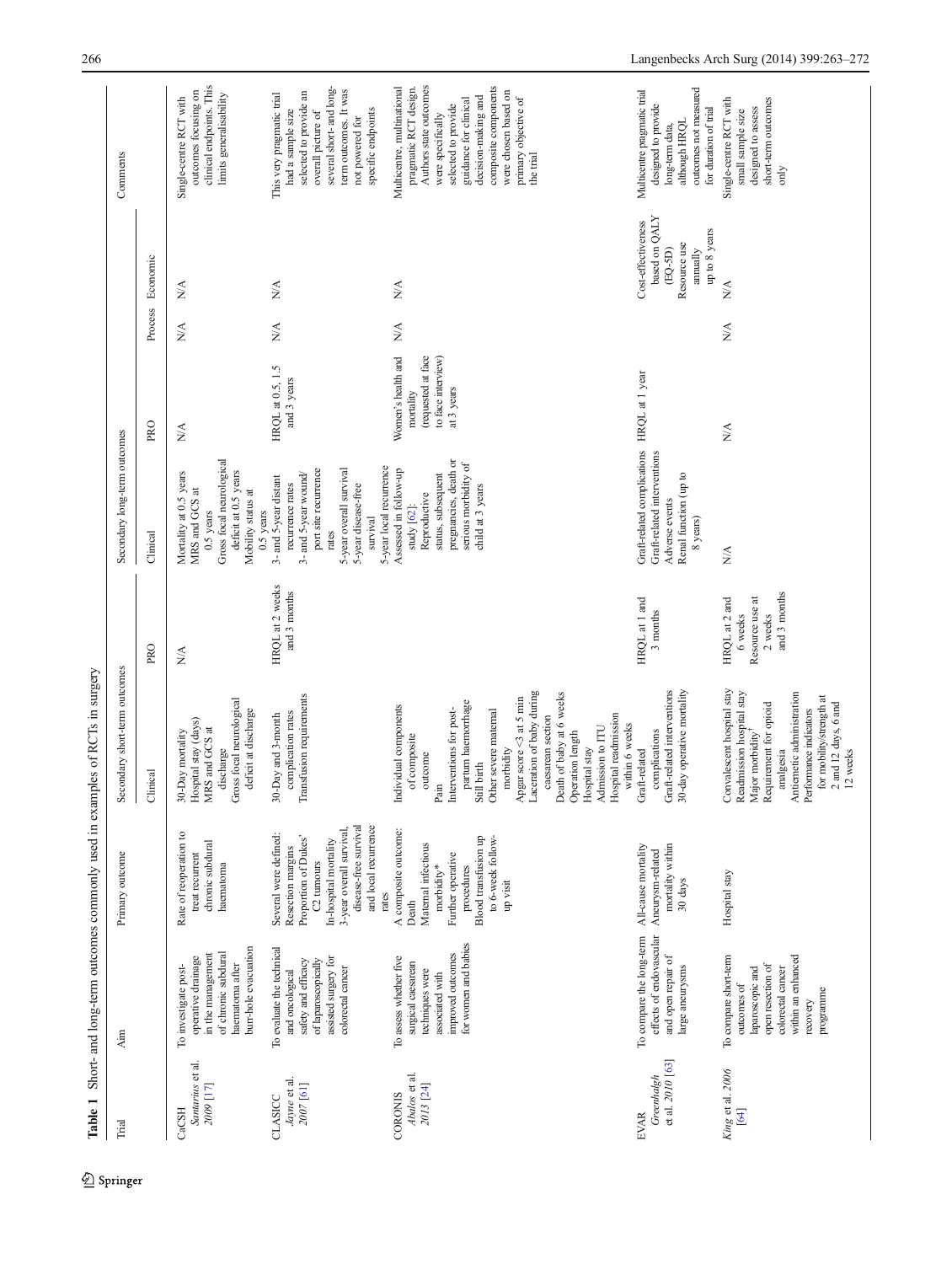**Table 1** Short- and long-term outcomes commonly used in examples of RCTs in surgery

| Trial | Aim | Primary outcome | Secondary short-term outcomes | | Secondary long-term outcomes | | | | Comments |
|---|---|---|---|---|---|---|---|---|---|
| | | | Clinical | PRO | Clinical | PRO | Process | Economic | |
| CaCSH *Santarius* et al. 2009 [17] | To investigate post-operative drainage in the management of chronic subdural haematoma after burr-hole evacuation | Rate of reoperation to treat recurrent chronic subdural haematoma | 30-Day mortality<br>Hospital stay (days)<br>MRS and GCS at discharge<br>Gross focal neurological deficit at discharge | N/A | Mortality at 0.5 years<br>MRS and GCS at 0.5 years<br>Gross focal neurological deficit at 0.5 years<br>Mobility status at 0.5 years | N/A | N/A | N/A | Single-centre RCT with outcomes focusing on clinical endpoints. This limits generalisability |
| CLASICC *Jayne* et al. 2007 [61] | To evaluate the technical and oncological safety and efficacy of laparoscopically assisted surgery for colorectal cancer | Several were defined:<br>Resection margins<br>Proportion of Dukes' C2 tumours<br>In-hospital mortality<br>3-year overall survival, disease-free survival and local recurrence rates | 30-Day and 3-month complication rates<br>Transfusion requirements | HRQL at 2 weeks and 3 months | 3- and 5-year distant recurrence rates<br>3- and 5-year wound/port site recurrence rates<br>5-year overall survival<br>5-year disease-free survival<br>5-year local recurrence | HRQL at 0.5, 1.5 and 3 years | N/A | N/A | This very pragmatic trial had a sample size selected to provide an overall picture of several short- and long-term outcomes. It was not powered for specific endpoints |
| CORONIS *Abalos* et al. 2013 [24] | To assess whether five surgical caesarean techniques were associated with improved outcomes for women and babies | A composite outcome:<br>Death<br>Maternal infectious morbidity*<br>Further operative procedures<br>Blood transfusion up to 6-week follow-up visit | Individual components of composite outcome<br>Pain<br>Interventions for post-partum haemorrhage<br>Still birth<br>Other severe maternal morbidity<br>Apgar score <3 at 5 min<br>Laceration of baby during caesarean section<br>Death of baby at 6 weeks<br>Operation length<br>Hospital stay<br>Admission to ITU<br>Hospital readmission within 6 weeks | | Assessed in follow-up study [62]:<br>Reproductive status, subsequent pregnancies, death or serious morbidity of child at 3 years | Women's health and mortality (requested at face to face interview) at 3 years | N/A | N/A | Multicentre, multinational pragmatic RCT design. Authors state outcomes were specifically selected to provide guidance for clinical decision-making and composite components were chosen based on primary objective of the trial |
| EVAR *Greenhalgh* et al. 2010 [63] | To compare the long-term effects of endovascular and open repair of large aneurysms | All-cause mortality<br>Aneurysm-related mortality within 30 days | Graft-related complications<br>Graft-related interventions<br>30-day operative mortality | HRQL at 1 and 3 months | Graft-related complications<br>Graft-related interventions<br>Adverse events<br>Renal function (up to 8 years) | HRQL at 1 year | | Cost-effectiveness based on QALY (EQ-5D)<br>Resource use annually up to 8 years | Multicentre pragmatic trial designed to provide long-term data, although HRQL outcomes not measured for duration of trial |
| *King* et al. 2006 [64] | To compare short-term outcomes of laparoscopic and open resection of colorectal cancer within an enhanced recovery programme | Hospital stay | Convalescent hospital stay<br>Readmission hospital stay<br>Major morbidity[†]<br>Requirement for opioid analgesia<br>Antiemetic administration<br>Performance indicators for mobility/strength at 2 and 12 days, 6 and 12 weeks | HRQL at 2 and 6 weeks<br>Resource use at 2 weeks and 3 months | N/A | N/A | N/A | N/A | Single-centre RCT with small sample size designed to assess short-term outcomes only |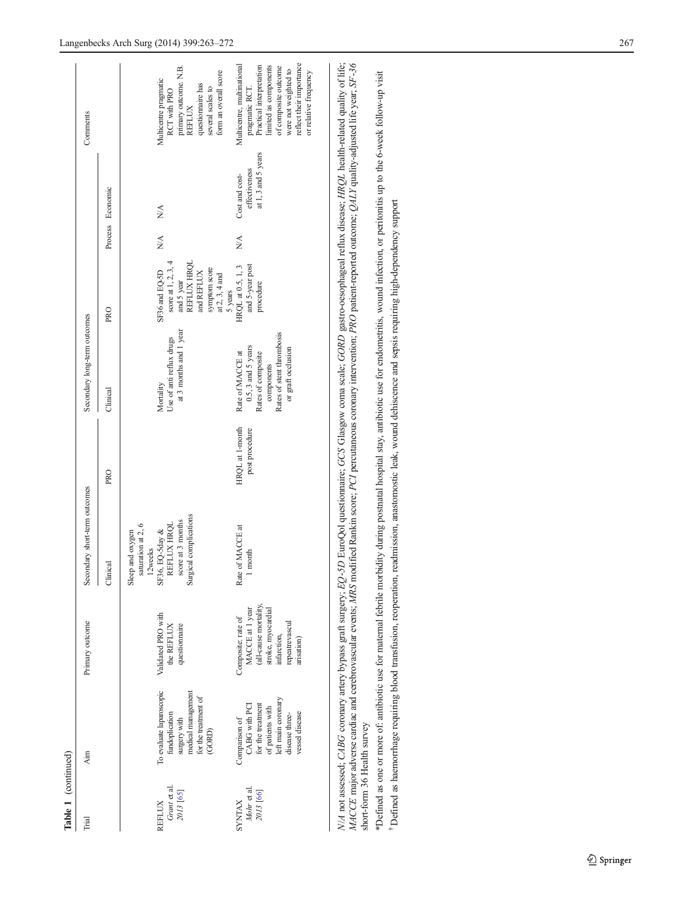**Table 1** (continued)

| Trial | Aim | Primary outcome | Secondary short-term outcomes | | Secondary long-term outcomes | | | | Comments |
|---|---|---|---|---|---|---|---|---|---|
| | | | Clinical | PRO | Clinical | PRO | Process | Economic | |
| | | | Sleep and oxygen saturation at 2, 6 12weeks | | | | | | |
| REFLUX *Grant et al. 2013* [65] | To evaluate laparoscopic fundoplication surgery with medical management for the treatment of (GORD) | Validated PRO with the REFLUX questionnaire | SF36, EQ-5day & REFLUX HRQL score at 3 months Surgical complications | | Mortality Use of anti reflux drugs at 3 months and 1 year | SF36 and EQ-5D score at 1, 2, 3, 4 and 5 year REFLUX HRQL and REFLUX symptom score at 2, 3, 4 and 5 years | N/A | N/A | Multicentre pragmatic RCT with PRO primary outcome. N.B. REFLUX questionnaire has several scales to form an overall score |
| SYNTAX *Mohr et al. 2013* [66] | Comparison of CABG with PCI for the treatment of patients with left main coronary disease three-vessel disease | Composite: rate of MACCE at 1 year (all-cause mortality, stroke, myocardial infarction, repeatrevascularisation) | Rate of MACCE at 1 month | HRQL at 1-month post procedure | Rate of MACCE at 0.5, 3 and 5 years Rates of composite components Rates of stent thrombosis or graft occlusion | HRQL at 0.5, 1, 3 and 5-year post procedure | N/A | Cost and cost-effectiveness at 1, 3 and 5 years | Multicentre, multinational pragmatic RCT. Practical interpretation limited as components of composite outcome were not weighted to reflect their importance or relative frequency |

*N/A* not assessed; *CABG* coronary artery bypass graft surgery; *EQ-5D* EuroQol questionnaire; *GCS* Glasgow coma scale; *GORD* gastro-oesophageal reflux disease; *HRQL* health-related quality of life; *MACCE* major adverse cardiac and cerebrovascular events; *MRS* modified Rankin score; *PCI* percutaneous coronary intervention; *PRO* patient-reported outcome; *QALY* quality-adjusted life year; *SF-36* short-form 36 Health survey

*Defined as one or more of: antibiotic use for maternal febrile morbidity during postnatal hospital stay, antibiotic use for endometritis, wound infection, or peritonitis up to the 6-week follow-up visit

† Defined as haemorrhage requiring blood transfusion, reoperation, readmission, anastomostic leak, wound dehiscence and sepsis requiring high-dependency support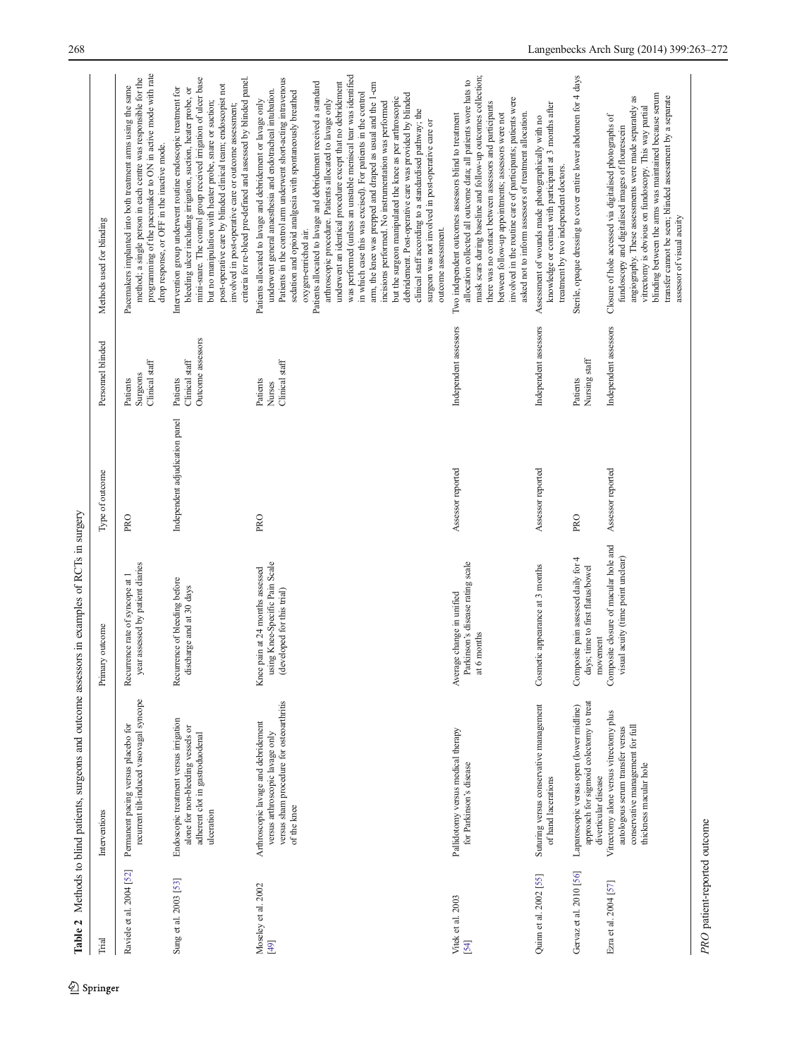**Table 2** Methods to blind patients, surgeons and outcome assessors in examples of RCTs in surgery

| Trial | Interventions | Primary outcome | Type of outcome | Personnel blinded | Methods used for blinding |
|---|---|---|---|---|---|
| Raviele et al. 2004 [52] | Permanent pacing versus placebo for recurrent tilt-induced vasovagal syncope | Recurrence rate of syncope at 1 year assessed by patient diaries | PRO | Patients<br>Surgeons<br>Clinical staff | Pacemakers implanted into both treatment arms using the same method; a single person in each centre was responsible for the programming of the pacemaker to ON in active mode with rate drop response, or OFF in the inactive mode. |
| Sung et al. 2003 [53] | Endoscopic treatment versus irrigation alone for non-bleeding vessels or adherent clot in gastroduodenal ulceration | Recurrence of bleeding before discharge and at 30 days | Independent adjudication panel | Patients<br>Clinical staff<br>Outcome assessors | Intervention group underwent routine endoscopic treatment for bleeding ulcer including irrigation, suction, heater probe, or mini-snare. The control group received irrigation of ulcer base but no manipulation with heater probe, snare or suction; post-operative care by blinded clinical team; endoscopist not involved in post-operative care or outcome assessment; criteria for re-bleed pre-defined and assessed by blinded panel. |
| Moseley et al. 2002 [49] | Arthroscopic lavage and debridement versus arthroscopic lavage only versus sham procedure for osteoarthritis of the knee | Knee pain at 24 months assessed using Knee-Specific Pain Scale (developed for this trial) | PRO | Patients<br>Nurses<br>Clinical staff | Patients allocated to lavage and debridement or lavage only underwent general anaesthesia and endotracheal intubation. Patients in the control arm underwent short-acting intravenous sedation and opioid analgesia with spontaneously breathed oxygen-enriched air.<br>Patients allocated to lavage and debridement received a standard arthroscopic procedure. Patients allocated to lavage only underwent an identical procedure except that no debridement was performed (unless an unstable meniscal tear was identified in which case this was excised). For patients in the control arm, the knee was prepped and draped as usual and the 1-cm incisions performed. No instrumentation was performed but the surgeon manipulated the knee as per arthroscopic debridement. Post-operative care was provided by blinded clinical staff according to a standardised pathway; the surgeon was not involved in post-operative care or outcome assessment. |
| Vitek et al. 2003 [54] | Pallidotomy versus medical therapy for Parkinson's disease | Average change in unified Parkinson's disease rating scale at 6 months | Assessor reported | Independent assessors | Two independent outcomes assessors blind to treatment allocation collected all outcome data; all patients were hats to mask scars during baseline and follow-up outcomes collection; there was no contact between assessors and participants between follow-up appointments; assessors were not involved in the routine care of participants; patients were asked not to inform assessors of treatment allocation. |
| Quinn et al. 2002 [55] | Suturing versus conservative management of hand lacerations | Cosmetic appearance at 3 months | Assessor reported | Independent assessors | Assessment of wounds made photographically with no knowledge or contact with participant at 3 months after treatment by two independent doctors. |
| Gervaz et al. 2010 [56] | Laparoscopic versus open (lower midline) approach for sigmoid colectomy to treat diverticular disease | Composite pain assessed daily for 4 days; time to first flatus/bowel movement | PRO | Patients<br>Nursing staff | Sterile, opaque dressing to cover entire lower abdomen for 4 days |
| Ezra et al. 2004 [57] | Vitrectomy alone versus vitrectomy plus autologous serum transfer versus conservative management for full thickness macular hole | Composite closure of macular hole and visual acuity (time point unclear) | Assessor reported | Independent assessors | Closure of hole accessed via digitalised photographs of fundoscopy and digitalised images of flourescein angiography. These assessments were made separately as vitrectomy is obvious on fundoscopy. This way partial blinding between the arms was maintained because serum transfer cannot be seen; blinded assessment by a separate assessor of visual acuity |

*PRO* patient-reported outcome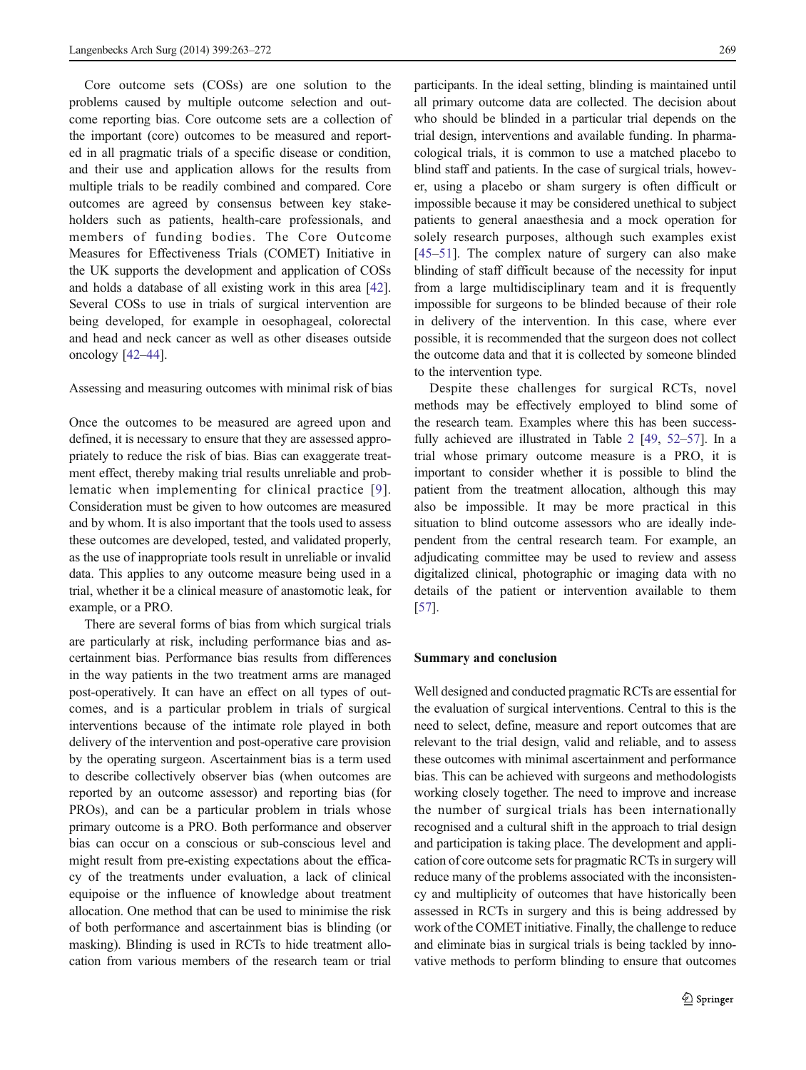Core outcome sets (COSs) are one solution to the problems caused by multiple outcome selection and outcome reporting bias. Core outcome sets are a collection of the important (core) outcomes to be measured and reported in all pragmatic trials of a specific disease or condition, and their use and application allows for the results from multiple trials to be readily combined and compared. Core outcomes are agreed by consensus between key stakeholders such as patients, health-care professionals, and members of funding bodies. The Core Outcome Measures for Effectiveness Trials (COMET) Initiative in the UK supports the development and application of COSs and holds a database of all existing work in this area [42]. Several COSs to use in trials of surgical intervention are being developed, for example in oesophageal, colorectal and head and neck cancer as well as other diseases outside oncology [42–44].

## Assessing and measuring outcomes with minimal risk of bias

Once the outcomes to be measured are agreed upon and defined, it is necessary to ensure that they are assessed appropriately to reduce the risk of bias. Bias can exaggerate treatment effect, thereby making trial results unreliable and problematic when implementing for clinical practice [9]. Consideration must be given to how outcomes are measured and by whom. It is also important that the tools used to assess these outcomes are developed, tested, and validated properly, as the use of inappropriate tools result in unreliable or invalid data. This applies to any outcome measure being used in a trial, whether it be a clinical measure of anastomotic leak, for example, or a PRO.

There are several forms of bias from which surgical trials are particularly at risk, including performance bias and ascertainment bias. Performance bias results from differences in the way patients in the two treatment arms are managed post-operatively. It can have an effect on all types of outcomes, and is a particular problem in trials of surgical interventions because of the intimate role played in both delivery of the intervention and post-operative care provision by the operating surgeon. Ascertainment bias is a term used to describe collectively observer bias (when outcomes are reported by an outcome assessor) and reporting bias (for PROs), and can be a particular problem in trials whose primary outcome is a PRO. Both performance and observer bias can occur on a conscious or sub-conscious level and might result from pre-existing expectations about the efficacy of the treatments under evaluation, a lack of clinical equipoise or the influence of knowledge about treatment allocation. One method that can be used to minimise the risk of both performance and ascertainment bias is blinding (or masking). Blinding is used in RCTs to hide treatment allocation from various members of the research team or trial participants. In the ideal setting, blinding is maintained until all primary outcome data are collected. The decision about who should be blinded in a particular trial depends on the trial design, interventions and available funding. In pharmacological trials, it is common to use a matched placebo to blind staff and patients. In the case of surgical trials, however, using a placebo or sham surgery is often difficult or impossible because it may be considered unethical to subject patients to general anaesthesia and a mock operation for solely research purposes, although such examples exist [45–51]. The complex nature of surgery can also make blinding of staff difficult because of the necessity for input from a large multidisciplinary team and it is frequently impossible for surgeons to be blinded because of their role in delivery of the intervention. In this case, where ever possible, it is recommended that the surgeon does not collect the outcome data and that it is collected by someone blinded to the intervention type.

Despite these challenges for surgical RCTs, novel methods may be effectively employed to blind some of the research team. Examples where this has been successfully achieved are illustrated in Table 2 [49, 52–57]. In a trial whose primary outcome measure is a PRO, it is important to consider whether it is possible to blind the patient from the treatment allocation, although this may also be impossible. It may be more practical in this situation to blind outcome assessors who are ideally independent from the central research team. For example, an adjudicating committee may be used to review and assess digitalized clinical, photographic or imaging data with no details of the patient or intervention available to them [57].

## Summary and conclusion

Well designed and conducted pragmatic RCTs are essential for the evaluation of surgical interventions. Central to this is the need to select, define, measure and report outcomes that are relevant to the trial design, valid and reliable, and to assess these outcomes with minimal ascertainment and performance bias. This can be achieved with surgeons and methodologists working closely together. The need to improve and increase the number of surgical trials has been internationally recognised and a cultural shift in the approach to trial design and participation is taking place. The development and application of core outcome sets for pragmatic RCTs in surgery will reduce many of the problems associated with the inconsistency and multiplicity of outcomes that have historically been assessed in RCTs in surgery and this is being addressed by work of the COMET initiative. Finally, the challenge to reduce and eliminate bias in surgical trials is being tackled by innovative methods to perform blinding to ensure that outcomes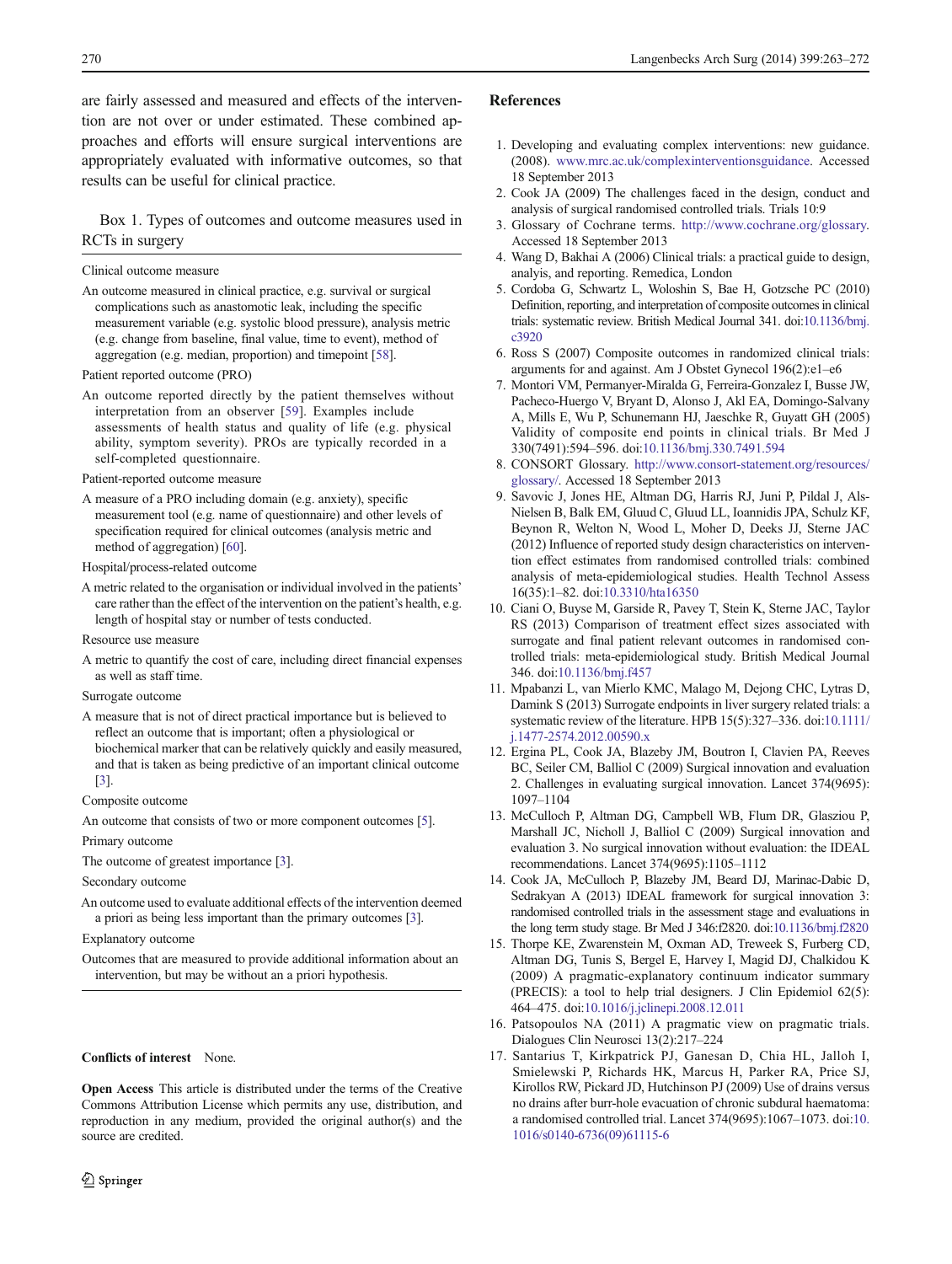are fairly assessed and measured and effects of the intervention are not over or under estimated. These combined approaches and efforts will ensure surgical interventions are appropriately evaluated with informative outcomes, so that results can be useful for clinical practice.

Box 1. Types of outcomes and outcome measures used in RCTs in surgery

---

Clinical outcome measure

An outcome measured in clinical practice, e.g. survival or surgical complications such as anastomotic leak, including the specific measurement variable (e.g. systolic blood pressure), analysis metric (e.g. change from baseline, final value, time to event), method of aggregation (e.g. median, proportion) and timepoint [58].

Patient reported outcome (PRO)

An outcome reported directly by the patient themselves without interpretation from an observer [59]. Examples include assessments of health status and quality of life (e.g. physical ability, symptom severity). PROs are typically recorded in a self-completed questionnaire.

Patient-reported outcome measure

A measure of a PRO including domain (e.g. anxiety), specific measurement tool (e.g. name of questionnaire) and other levels of specification required for clinical outcomes (analysis metric and method of aggregation) [60].

Hospital/process-related outcome

A metric related to the organisation or individual involved in the patients' care rather than the effect of the intervention on the patient's health, e.g. length of hospital stay or number of tests conducted.

Resource use measure

A metric to quantify the cost of care, including direct financial expenses as well as staff time.

Surrogate outcome

A measure that is not of direct practical importance but is believed to reflect an outcome that is important; often a physiological or biochemical marker that can be relatively quickly and easily measured, and that is taken as being predictive of an important clinical outcome [3].

Composite outcome

An outcome that consists of two or more component outcomes [5].

Primary outcome

The outcome of greatest importance [3].

Secondary outcome

An outcome used to evaluate additional effects of the intervention deemed a priori as being less important than the primary outcomes [3].

Explanatory outcome

Outcomes that are measured to provide additional information about an intervention, but may be without an a priori hypothesis.

---

**Conflicts of interest** None.

**Open Access** This article is distributed under the terms of the Creative Commons Attribution License which permits any use, distribution, and reproduction in any medium, provided the original author(s) and the source are credited.

## References

1. Developing and evaluating complex interventions: new guidance. (2008). www.mrc.ac.uk/complexinterventionsguidance. Accessed 18 September 2013
2. Cook JA (2009) The challenges faced in the design, conduct and analysis of surgical randomised controlled trials. Trials 10:9
3. Glossary of Cochrane terms. http://www.cochrane.org/glossary. Accessed 18 September 2013
4. Wang D, Bakhai A (2006) Clinical trials: a practical guide to design, analyis, and reporting. Remedica, London
5. Cordoba G, Schwartz L, Woloshin S, Bae H, Gotzsche PC (2010) Definition, reporting, and interpretation of composite outcomes in clinical trials: systematic review. British Medical Journal 341. doi:10.1136/bmj.c3920
6. Ross S (2007) Composite outcomes in randomized clinical trials: arguments for and against. Am J Obstet Gynecol 196(2):e1–e6
7. Montori VM, Permanyer-Miralda G, Ferreira-Gonzalez I, Busse JW, Pacheco-Huergo V, Bryant D, Alonso J, Akl EA, Domingo-Salvany A, Mills E, Wu P, Schunemann HJ, Jaeschke R, Guyatt GH (2005) Validity of composite end points in clinical trials. Br Med J 330(7491):594–596. doi:10.1136/bmj.330.7491.594
8. CONSORT Glossary. http://www.consort-statement.org/resources/glossary/. Accessed 18 September 2013
9. Savovic J, Jones HE, Altman DG, Harris RJ, Juni P, Pildal J, Als-Nielsen B, Balk EM, Gluud C, Gluud LL, Ioannidis JPA, Schulz KF, Beynon R, Welton N, Wood L, Moher D, Deeks JJ, Sterne JAC (2012) Influence of reported study design characteristics on intervention effect estimates from randomised controlled trials: combined analysis of meta-epidemiological studies. Health Technol Assess 16(35):1–82. doi:10.3310/hta16350
10. Ciani O, Buyse M, Garside R, Pavey T, Stein K, Sterne JAC, Taylor RS (2013) Comparison of treatment effect sizes associated with surrogate and final patient relevant outcomes in randomised controlled trials: meta-epidemiological study. British Medical Journal 346. doi:10.1136/bmj.f457
11. Mpabanzi L, van Mierlo KMC, Malago M, Dejong CHC, Lytras D, Damink S (2013) Surrogate endpoints in liver surgery related trials: a systematic review of the literature. HPB 15(5):327–336. doi:10.1111/j.1477-2574.2012.00590.x
12. Ergina PL, Cook JA, Blazeby JM, Boutron I, Clavien PA, Reeves BC, Seiler CM, Balliol C (2009) Surgical innovation and evaluation 2. Challenges in evaluating surgical innovation. Lancet 374(9695): 1097–1104
13. McCulloch P, Altman DG, Campbell WB, Flum DR, Glasziou P, Marshall JC, Nicholl J, Balliol C (2009) Surgical innovation and evaluation 3. No surgical innovation without evaluation: the IDEAL recommendations. Lancet 374(9695):1105–1112
14. Cook JA, McCulloch P, Blazeby JM, Beard DJ, Marinac-Dabic D, Sedrakyan A (2013) IDEAL framework for surgical innovation 3: randomised controlled trials in the assessment stage and evaluations in the long term study stage. Br Med J 346:f2820. doi:10.1136/bmj.f2820
15. Thorpe KE, Zwarenstein M, Oxman AD, Treweek S, Furberg CD, Altman DG, Tunis S, Bergel E, Harvey I, Magid DJ, Chalkidou K (2009) A pragmatic-explanatory continuum indicator summary (PRECIS): a tool to help trial designers. J Clin Epidemiol 62(5): 464–475. doi:10.1016/j.jclinepi.2008.12.011
16. Patsopoulos NA (2011) A pragmatic view on pragmatic trials. Dialogues Clin Neurosci 13(2):217–224
17. Santarius T, Kirkpatrick PJ, Ganesan D, Chia HL, Jalloh I, Smielewski P, Richards HK, Marcus H, Parker RA, Price SJ, Kirollos RW, Pickard JD, Hutchinson PJ (2009) Use of drains versus no drains after burr-hole evacuation of chronic subdural haematoma: a randomised controlled trial. Lancet 374(9695):1067–1073. doi:10.1016/s0140-6736(09)61115-6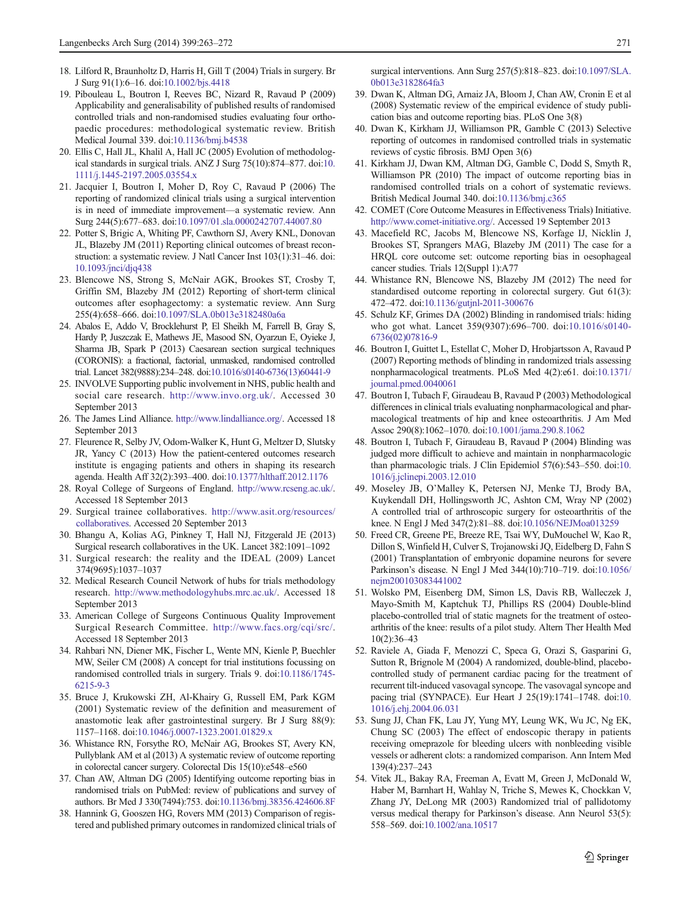18. Lilford R, Braunholtz D, Harris H, Gill T (2004) Trials in surgery. Br J Surg 91(1):6–16. doi:10.1002/bjs.4418
19. Pibouleau L, Boutron I, Reeves BC, Nizard R, Ravaud P (2009) Applicability and generalisability of published results of randomised controlled trials and non-randomised studies evaluating four orthopaedic procedures: methodological systematic review. British Medical Journal 339. doi:10.1136/bmj.b4538
20. Ellis C, Hall JL, Khalil A, Hall JC (2005) Evolution of methodological standards in surgical trials. ANZ J Surg 75(10):874–877. doi:10.1111/j.1445-2197.2005.03554.x
21. Jacquier I, Boutron I, Moher D, Roy C, Ravaud P (2006) The reporting of randomized clinical trials using a surgical intervention is in need of immediate improvement—a systematic review. Ann Surg 244(5):677–683. doi:10.1097/01.sla.0000242707.44007.80
22. Potter S, Brigic A, Whiting PF, Cawthorn SJ, Avery KNL, Donovan JL, Blazeby JM (2011) Reporting clinical outcomes of breast reconstruction: a systematic review. J Natl Cancer Inst 103(1):31–46. doi:10.1093/jnci/djq438
23. Blencowe NS, Strong S, McNair AGK, Brookes ST, Crosby T, Griffin SM, Blazeby JM (2012) Reporting of short-term clinical outcomes after esophagectomy: a systematic review. Ann Surg 255(4):658–666. doi:10.1097/SLA.0b013e3182480a6a
24. Abalos E, Addo V, Brocklehurst P, El Sheikh M, Farrell B, Gray S, Hardy P, Juszczak E, Mathews JE, Masood SN, Oyarzun E, Oyieke J, Sharma JB, Spark P (2013) Caesarean section surgical techniques (CORONIS): a fractional, factorial, unmasked, randomised controlled trial. Lancet 382(9888):234–248. doi:10.1016/s0140-6736(13)60441-9
25. INVOLVE Supporting public involvement in NHS, public health and social care research. http://www.invo.org.uk/. Accessed 30 September 2013
26. The James Lind Alliance. http://www.lindalliance.org/. Accessed 18 September 2013
27. Fleurence R, Selby JV, Odom-Walker K, Hunt G, Meltzer D, Slutsky JR, Yancy C (2013) How the patient-centered outcomes research institute is engaging patients and others in shaping its research agenda. Health Aff 32(2):393–400. doi:10.1377/hlthaff.2012.1176
28. Royal College of Surgeons of England. http://www.rcseng.ac.uk/. Accessed 18 September 2013
29. Surgical trainee collaboratives. http://www.asit.org/resources/collaboratives. Accessed 20 September 2013
30. Bhangu A, Kolias AG, Pinkney T, Hall NJ, Fitzgerald JE (2013) Surgical research collaboratives in the UK. Lancet 382:1091–1092
31. Surgical research: the reality and the IDEAL (2009) Lancet 374(9695):1037–1037
32. Medical Research Council Network of hubs for trials methodology research. http://www.methodologyhubs.mrc.ac.uk/. Accessed 18 September 2013
33. American College of Surgeons Continuous Quality Improvement Surgical Research Committee. http://www.facs.org/cqi/src/. Accessed 18 September 2013
34. Rahbari NN, Diener MK, Fischer L, Wente MN, Kienle P, Buechler MW, Seiler CM (2008) A concept for trial institutions focussing on randomised controlled trials in surgery. Trials 9. doi:10.1186/1745-6215-9-3
35. Bruce J, Krukowski ZH, Al-Khairy G, Russell EM, Park KGM (2001) Systematic review of the definition and measurement of anastomotic leak after gastrointestinal surgery. Br J Surg 88(9):1157–1168. doi:10.1046/j.0007-1323.2001.01829.x
36. Whistance RN, Forsythe RO, McNair AG, Brookes ST, Avery KN, Pullyblank AM et al (2013) A systematic review of outcome reporting in colorectal cancer surgery. Colorectal Dis 15(10):e548–e560
37. Chan AW, Altman DG (2005) Identifying outcome reporting bias in randomised trials on PubMed: review of publications and survey of authors. Br Med J 330(7494):753. doi:10.1136/bmj.38356.424606.8F
38. Hannink G, Gooszen HG, Rovers MM (2013) Comparison of registered and published primary outcomes in randomized clinical trials of surgical interventions. Ann Surg 257(5):818–823. doi:10.1097/SLA.0b013e3182864fa3
39. Dwan K, Altman DG, Arnaiz JA, Bloom J, Chan AW, Cronin E et al (2008) Systematic review of the empirical evidence of study publication bias and outcome reporting bias. PLoS One 3(8)
40. Dwan K, Kirkham JJ, Williamson PR, Gamble C (2013) Selective reporting of outcomes in randomised controlled trials in systematic reviews of cystic fibrosis. BMJ Open 3(6)
41. Kirkham JJ, Dwan KM, Altman DG, Gamble C, Dodd S, Smyth R, Williamson PR (2010) The impact of outcome reporting bias in randomised controlled trials on a cohort of systematic reviews. British Medical Journal 340. doi:10.1136/bmj.c365
42. COMET (Core Outcome Measures in Effectiveness Trials) Initiative. http://www.comet-initiative.org/. Accessed 19 September 2013
43. Macefield RC, Jacobs M, Blencowe NS, Korfage IJ, Nicklin J, Brookes ST, Sprangers MAG, Blazeby JM (2011) The case for a HRQL core outcome set: outcome reporting bias in oesophageal cancer studies. Trials 12(Suppl 1):A77
44. Whistance RN, Blencowe NS, Blazeby JM (2012) The need for standardised outcome reporting in colorectal surgery. Gut 61(3):472–472. doi:10.1136/gutjnl-2011-300676
45. Schulz KF, Grimes DA (2002) Blinding in randomised trials: hiding who got what. Lancet 359(9307):696–700. doi:10.1016/s0140-6736(02)07816-9
46. Boutron I, Guittet L, Estellat C, Moher D, Hrobjartsson A, Ravaud P (2007) Reporting methods of blinding in randomized trials assessing nonpharmacological treatments. PLoS Med 4(2):e61. doi:10.1371/journal.pmed.0040061
47. Boutron I, Tubach F, Giraudeau B, Ravaud P (2003) Methodological differences in clinical trials evaluating nonpharmacological and pharmacological treatments of hip and knee osteoarthritis. J Am Med Assoc 290(8):1062–1070. doi:10.1001/jama.290.8.1062
48. Boutron I, Tubach F, Giraudeau B, Ravaud P (2004) Blinding was judged more difficult to achieve and maintain in nonpharmacologic than pharmacologic trials. J Clin Epidemiol 57(6):543–550. doi:10.1016/j.jclinepi.2003.12.010
49. Moseley JB, O'Malley K, Petersen NJ, Menke TJ, Brody BA, Kuykendall DH, Hollingsworth JC, Ashton CM, Wray NP (2002) A controlled trial of arthroscopic surgery for osteoarthritis of the knee. N Engl J Med 347(2):81–88. doi:10.1056/NEJMoa013259
50. Freed CR, Greene PE, Breeze RE, Tsai WY, DuMouchel W, Kao R, Dillon S, Winfield H, Culver S, Trojanowski JQ, Eidelberg D, Fahn S (2001) Transplantation of embryonic dopamine neurons for severe Parkinson's disease. N Engl J Med 344(10):710–719. doi:10.1056/nejm200103083441002
51. Wolsko PM, Eisenberg DM, Simon LS, Davis RB, Walleczek J, Mayo-Smith M, Kaptchuk TJ, Phillips RS (2004) Double-blind placebo-controlled trial of static magnets for the treatment of osteoarthritis of the knee: results of a pilot study. Altern Ther Health Med 10(2):36–43
52. Raviele A, Giada F, Menozzi C, Speca G, Orazi S, Gasparini G, Sutton R, Brignole M (2004) A randomized, double-blind, placebo-controlled study of permanent cardiac pacing for the treatment of recurrent tilt-induced vasovagal syncope. The vasovagal syncope and pacing trial (SYNPACE). Eur Heart J 25(19):1741–1748. doi:10.1016/j.ehj.2004.06.031
53. Sung JJ, Chan FK, Lau JY, Yung MY, Leung WK, Wu JC, Ng EK, Chung SC (2003) The effect of endoscopic therapy in patients receiving omeprazole for bleeding ulcers with nonbleeding visible vessels or adherent clots: a randomized comparison. Ann Intern Med 139(4):237–243
54. Vitek JL, Bakay RA, Freeman A, Evatt M, Green J, McDonald W, Haber M, Barnhart H, Wahlay N, Triche S, Mewes K, Chockkan V, Zhang JY, DeLong MR (2003) Randomized trial of pallidotomy versus medical therapy for Parkinson's disease. Ann Neurol 53(5):558–569. doi:10.1002/ana.10517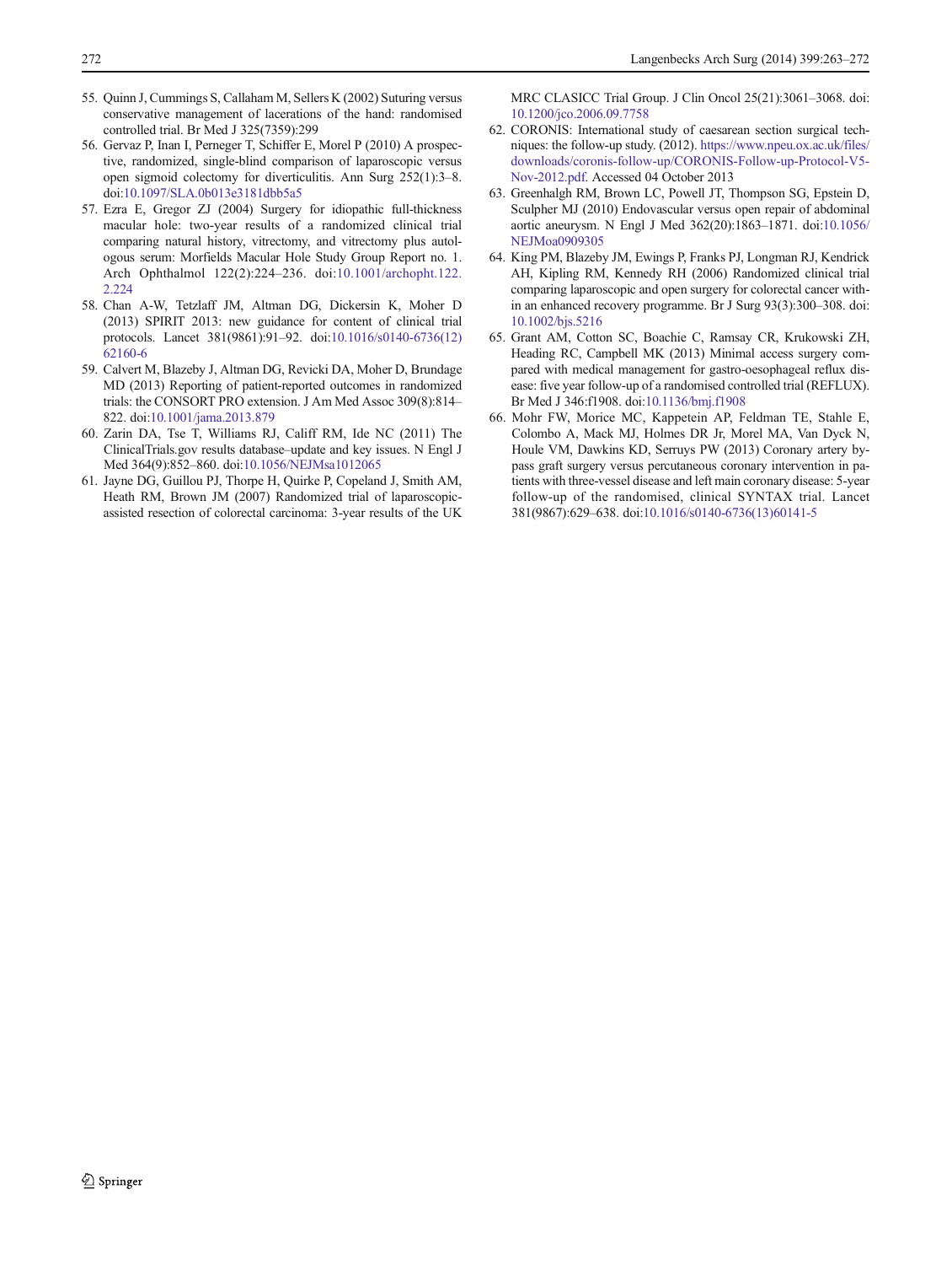55. Quinn J, Cummings S, Callaham M, Sellers K (2002) Suturing versus conservative management of lacerations of the hand: randomised controlled trial. Br Med J 325(7359):299
56. Gervaz P, Inan I, Perneger T, Schiffer E, Morel P (2010) A prospective, randomized, single-blind comparison of laparoscopic versus open sigmoid colectomy for diverticulitis. Ann Surg 252(1):3–8. doi:10.1097/SLA.0b013e3181dbb5a5
57. Ezra E, Gregor ZJ (2004) Surgery for idiopathic full-thickness macular hole: two-year results of a randomized clinical trial comparing natural history, vitrectomy, and vitrectomy plus autologous serum: Morfields Macular Hole Study Group Report no. 1. Arch Ophthalmol 122(2):224–236. doi:10.1001/archopht.122.2.224
58. Chan A-W, Tetzlaff JM, Altman DG, Dickersin K, Moher D (2013) SPIRIT 2013: new guidance for content of clinical trial protocols. Lancet 381(9861):91–92. doi:10.1016/s0140-6736(12)62160-6
59. Calvert M, Blazeby J, Altman DG, Revicki DA, Moher D, Brundage MD (2013) Reporting of patient-reported outcomes in randomized trials: the CONSORT PRO extension. J Am Med Assoc 309(8):814–822. doi:10.1001/jama.2013.879
60. Zarin DA, Tse T, Williams RJ, Califf RM, Ide NC (2011) The ClinicalTrials.gov results database–update and key issues. N Engl J Med 364(9):852–860. doi:10.1056/NEJMsa1012065
61. Jayne DG, Guillou PJ, Thorpe H, Quirke P, Copeland J, Smith AM, Heath RM, Brown JM (2007) Randomized trial of laparoscopic-assisted resection of colorectal carcinoma: 3-year results of the UK MRC CLASICC Trial Group. J Clin Oncol 25(21):3061–3068. doi:10.1200/jco.2006.09.7758
62. CORONIS: International study of caesarean section surgical techniques: the follow-up study. (2012). https://www.npeu.ox.ac.uk/files/downloads/coronis-follow-up/CORONIS-Follow-up-Protocol-V5-Nov-2012.pdf. Accessed 04 October 2013
63. Greenhalgh RM, Brown LC, Powell JT, Thompson SG, Epstein D, Sculpher MJ (2010) Endovascular versus open repair of abdominal aortic aneurysm. N Engl J Med 362(20):1863–1871. doi:10.1056/NEJMoa0909305
64. King PM, Blazeby JM, Ewings P, Franks PJ, Longman RJ, Kendrick AH, Kipling RM, Kennedy RH (2006) Randomized clinical trial comparing laparoscopic and open surgery for colorectal cancer within an enhanced recovery programme. Br J Surg 93(3):300–308. doi:10.1002/bjs.5216
65. Grant AM, Cotton SC, Boachie C, Ramsay CR, Krukowski ZH, Heading RC, Campbell MK (2013) Minimal access surgery compared with medical management for gastro-oesophageal reflux disease: five year follow-up of a randomised controlled trial (REFLUX). Br Med J 346:f1908. doi:10.1136/bmj.f1908
66. Mohr FW, Morice MC, Kappetein AP, Feldman TE, Stahle E, Colombo A, Mack MJ, Holmes DR Jr, Morel MA, Van Dyck N, Houle VM, Dawkins KD, Serruys PW (2013) Coronary artery bypass graft surgery versus percutaneous coronary intervention in patients with three-vessel disease and left main coronary disease: 5-year follow-up of the randomised, clinical SYNTAX trial. Lancet 381(9867):629–638. doi:10.1016/s0140-6736(13)60141-5